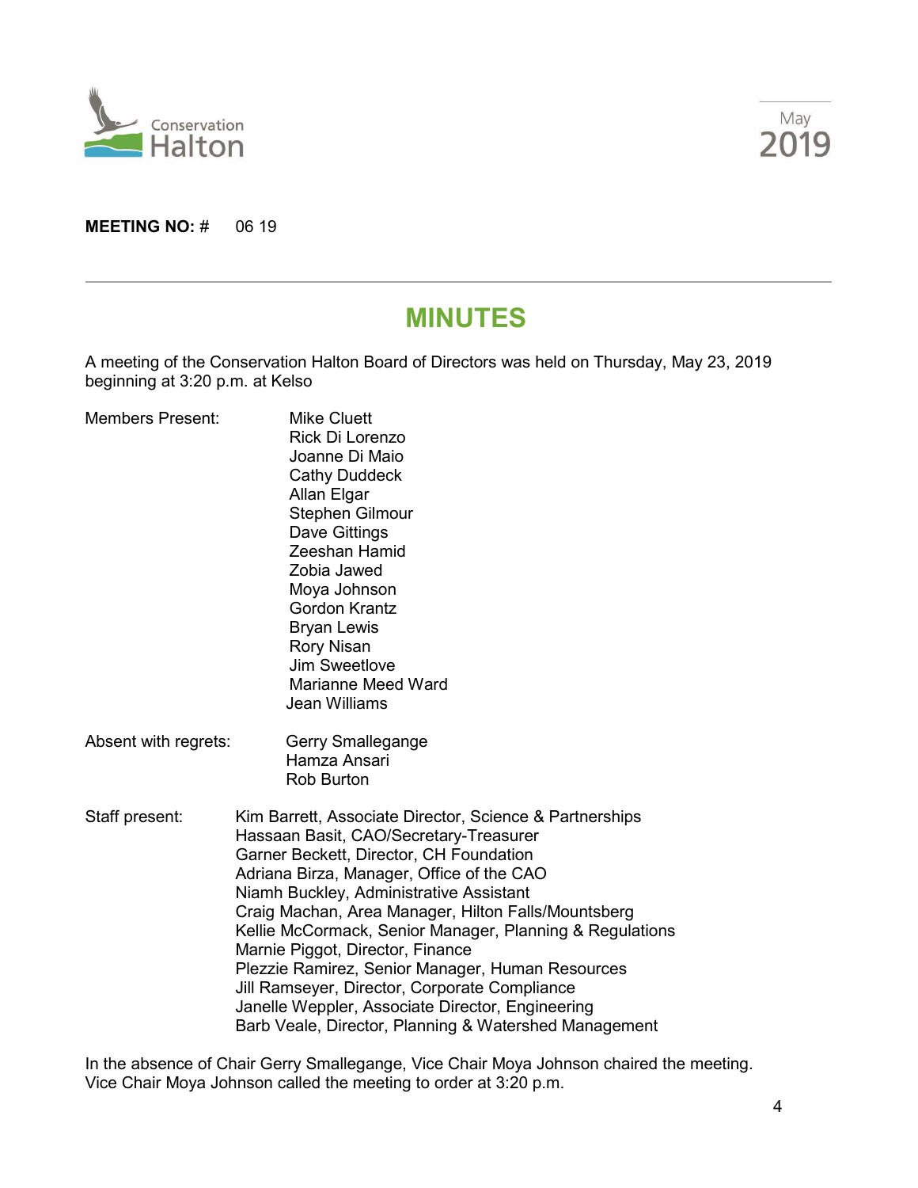Conservation Halton

May 2019

**MEETING NO:** # 06 19

# MINUTES

A meeting of the Conservation Halton Board of Directors was held on Thursday, May 23, 2019 beginning at 3:20 p.m. at Kelso

Members Present:
- Mike Cluett
- Rick Di Lorenzo
- Joanne Di Maio
- Cathy Duddeck
- Allan Elgar
- Stephen Gilmour
- Dave Gittings
- Zeeshan Hamid
- Zobia Jawed
- Moya Johnson
- Gordon Krantz
- Bryan Lewis
- Rory Nisan
- Jim Sweetlove
- Marianne Meed Ward
- Jean Williams

Absent with regrets:
- Gerry Smallegange
- Hamza Ansari
- Rob Burton

Staff present:
- Kim Barrett, Associate Director, Science & Partnerships
- Hassaan Basit, CAO/Secretary-Treasurer
- Garner Beckett, Director, CH Foundation
- Adriana Birza, Manager, Office of the CAO
- Niamh Buckley, Administrative Assistant
- Craig Machan, Area Manager, Hilton Falls/Mountsberg
- Kellie McCormack, Senior Manager, Planning & Regulations
- Marnie Piggot, Director, Finance
- Plezzie Ramirez, Senior Manager, Human Resources
- Jill Ramseyer, Director, Corporate Compliance
- Janelle Weppler, Associate Director, Engineering
- Barb Veale, Director, Planning & Watershed Management

In the absence of Chair Gerry Smallegange, Vice Chair Moya Johnson chaired the meeting. Vice Chair Moya Johnson called the meeting to order at 3:20 p.m.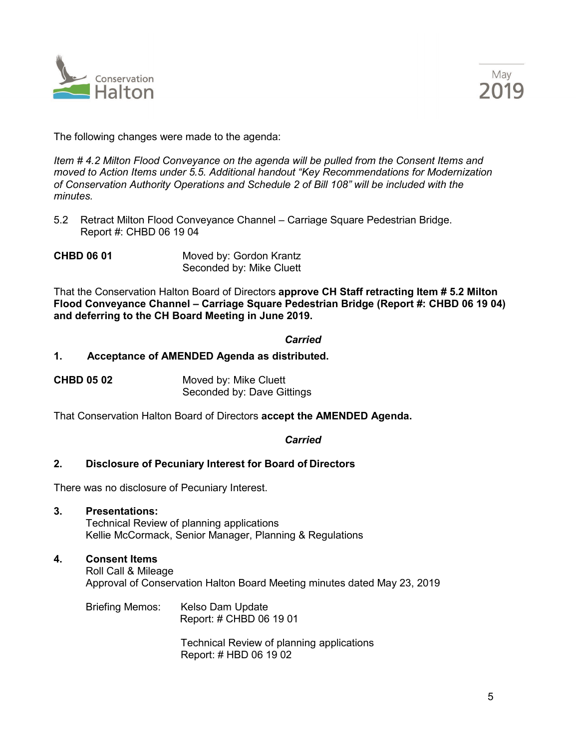The following changes were made to the agenda:

*Item # 4.2 Milton Flood Conveyance on the agenda will be pulled from the Consent Items and moved to Action Items under 5.5. Additional handout "Key Recommendations for Modernization of Conservation Authority Operations and Schedule 2 of Bill 108" will be included with the minutes.*

5.2 Retract Milton Flood Conveyance Channel – Carriage Square Pedestrian Bridge. Report #: CHBD 06 19 04

**CHBD 06 01** Moved by: Gordon Krantz
Seconded by: Mike Cluett

That the Conservation Halton Board of Directors **approve CH Staff retracting Item # 5.2 Milton Flood Conveyance Channel – Carriage Square Pedestrian Bridge (Report #: CHBD 06 19 04) and deferring to the CH Board Meeting in June 2019.**

***Carried***

**1. Acceptance of AMENDED Agenda as distributed.**

**CHBD 05 02** Moved by: Mike Cluett
Seconded by: Dave Gittings

That Conservation Halton Board of Directors **accept the AMENDED Agenda.**

***Carried***

**2. Disclosure of Pecuniary Interest for Board of Directors**

There was no disclosure of Pecuniary Interest.

**3. Presentations:**
Technical Review of planning applications
Kellie McCormack, Senior Manager, Planning & Regulations

**4. Consent Items**
Roll Call & Mileage
Approval of Conservation Halton Board Meeting minutes dated May 23, 2019

Briefing Memos: Kelso Dam Update
Report: # CHBD 06 19 01

Technical Review of planning applications
Report: # HBD 06 19 02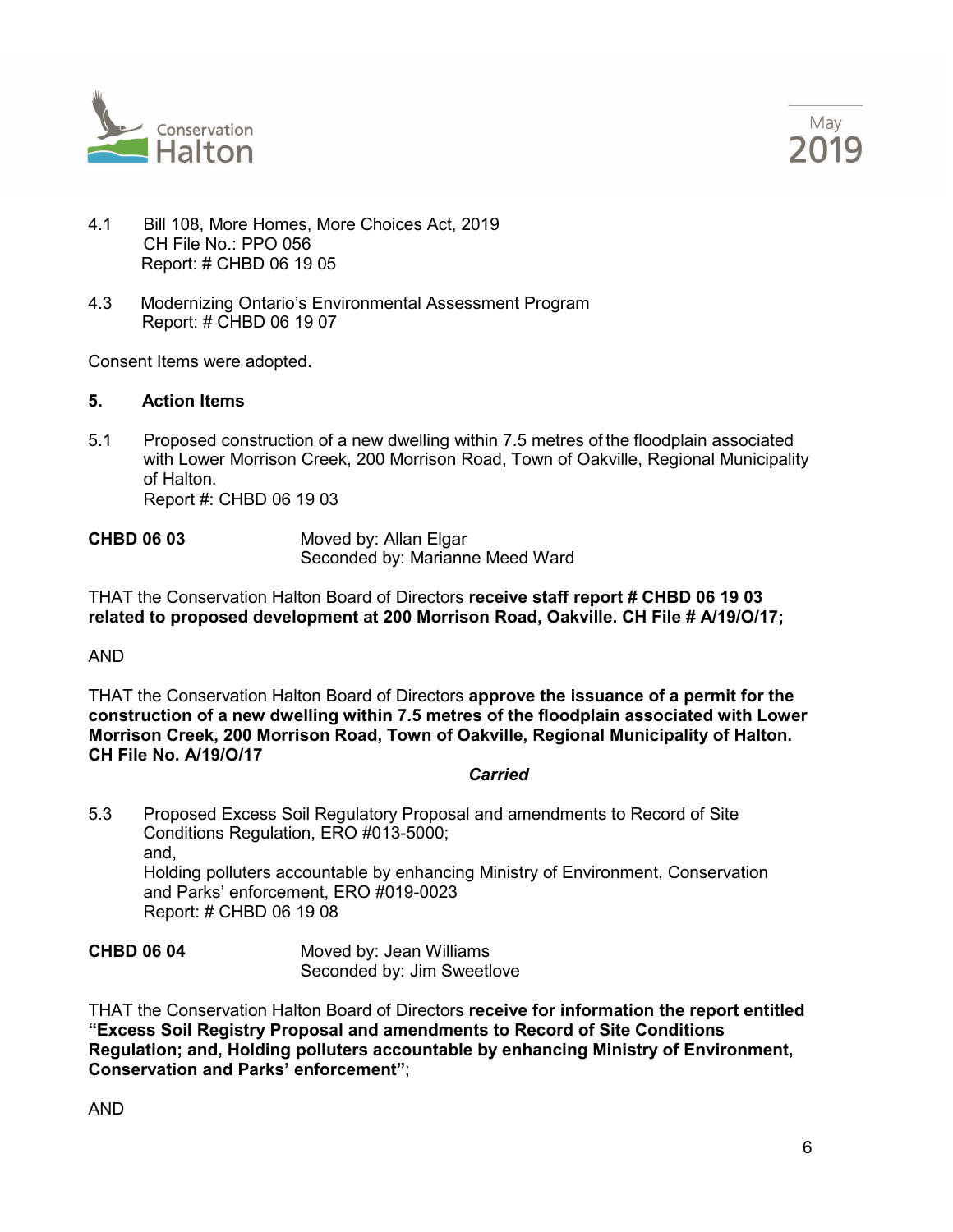4.1 Bill 108, More Homes, More Choices Act, 2019
CH File No.: PPO 056
Report: # CHBD 06 19 05

4.3 Modernizing Ontario's Environmental Assessment Program
Report: # CHBD 06 19 07

Consent Items were adopted.

## 5. Action Items

5.1 Proposed construction of a new dwelling within 7.5 metres of the floodplain associated with Lower Morrison Creek, 200 Morrison Road, Town of Oakville, Regional Municipality of Halton.
Report #: CHBD 06 19 03

**CHBD 06 03** Moved by: Allan Elgar
Seconded by: Marianne Meed Ward

THAT the Conservation Halton Board of Directors **receive staff report # CHBD 06 19 03 related to proposed development at 200 Morrison Road, Oakville. CH File # A/19/O/17;**

AND

THAT the Conservation Halton Board of Directors **approve the issuance of a permit for the construction of a new dwelling within 7.5 metres of the floodplain associated with Lower Morrison Creek, 200 Morrison Road, Town of Oakville, Regional Municipality of Halton. CH File No. A/19/O/17**

***Carried***

5.3 Proposed Excess Soil Regulatory Proposal and amendments to Record of Site Conditions Regulation, ERO #013-5000;
and,
Holding polluters accountable by enhancing Ministry of Environment, Conservation and Parks' enforcement, ERO #019-0023
Report: # CHBD 06 19 08

**CHBD 06 04** Moved by: Jean Williams
Seconded by: Jim Sweetlove

THAT the Conservation Halton Board of Directors **receive for information the report entitled "Excess Soil Registry Proposal and amendments to Record of Site Conditions Regulation; and, Holding polluters accountable by enhancing Ministry of Environment, Conservation and Parks' enforcement"**;

AND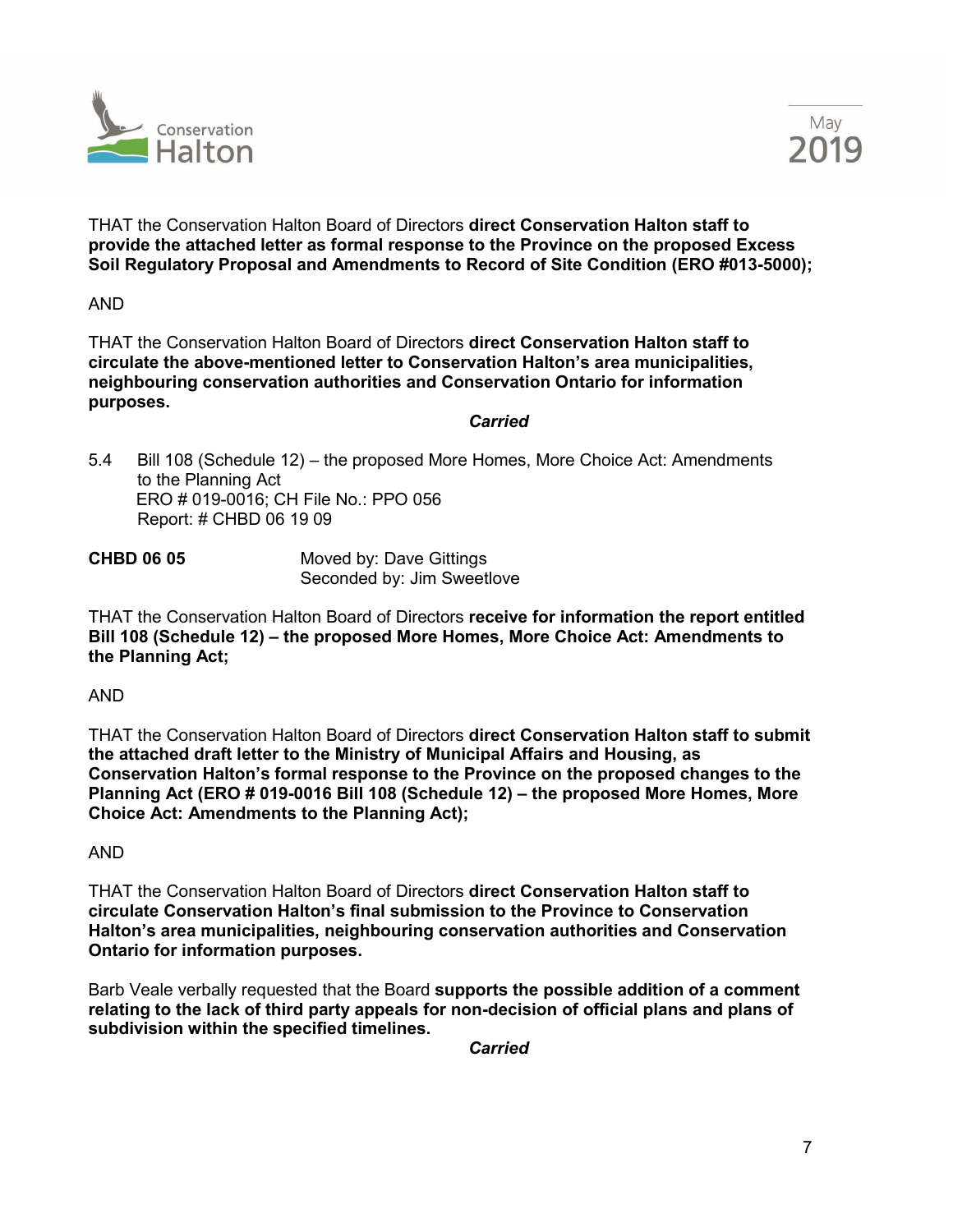THAT the Conservation Halton Board of Directors **direct Conservation Halton staff to provide the attached letter as formal response to the Province on the proposed Excess Soil Regulatory Proposal and Amendments to Record of Site Condition (ERO #013-5000);**

AND

THAT the Conservation Halton Board of Directors **direct Conservation Halton staff to circulate the above-mentioned letter to Conservation Halton's area municipalities, neighbouring conservation authorities and Conservation Ontario for information purposes.**

***Carried***

5.4 Bill 108 (Schedule 12) – the proposed More Homes, More Choice Act: Amendments to the Planning Act
ERO # 019-0016; CH File No.: PPO 056
Report: # CHBD 06 19 09

**CHBD 06 05** Moved by: Dave Gittings
Seconded by: Jim Sweetlove

THAT the Conservation Halton Board of Directors **receive for information the report entitled Bill 108 (Schedule 12) – the proposed More Homes, More Choice Act: Amendments to the Planning Act;**

AND

THAT the Conservation Halton Board of Directors **direct Conservation Halton staff to submit the attached draft letter to the Ministry of Municipal Affairs and Housing, as Conservation Halton's formal response to the Province on the proposed changes to the Planning Act (ERO # 019-0016 Bill 108 (Schedule 12) – the proposed More Homes, More Choice Act: Amendments to the Planning Act);**

AND

THAT the Conservation Halton Board of Directors **direct Conservation Halton staff to circulate Conservation Halton's final submission to the Province to Conservation Halton's area municipalities, neighbouring conservation authorities and Conservation Ontario for information purposes.**

Barb Veale verbally requested that the Board **supports the possible addition of a comment relating to the lack of third party appeals for non-decision of official plans and plans of subdivision within the specified timelines.**

***Carried***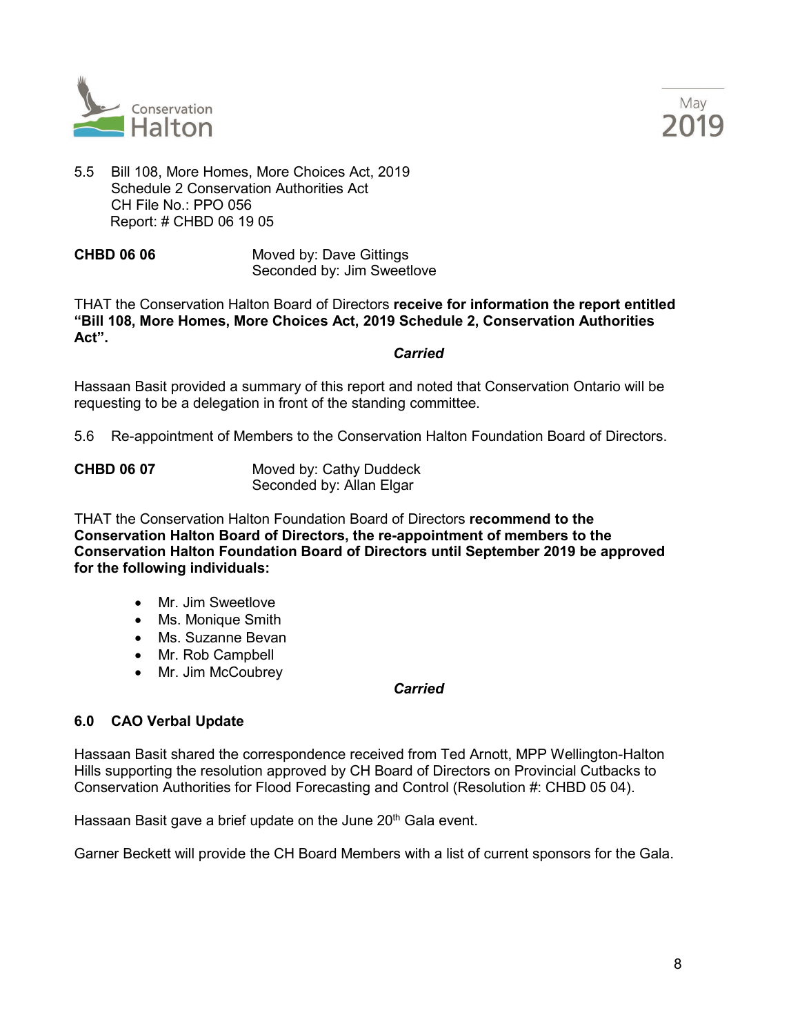5.5 Bill 108, More Homes, More Choices Act, 2019
Schedule 2 Conservation Authorities Act
CH File No.: PPO 056
Report: # CHBD 06 19 05

**CHBD 06 06** Moved by: Dave Gittings
Seconded by: Jim Sweetlove

THAT the Conservation Halton Board of Directors **receive for information the report entitled "Bill 108, More Homes, More Choices Act, 2019 Schedule 2, Conservation Authorities Act".**

***Carried***

Hassaan Basit provided a summary of this report and noted that Conservation Ontario will be requesting to be a delegation in front of the standing committee.

5.6 Re-appointment of Members to the Conservation Halton Foundation Board of Directors.

**CHBD 06 07** Moved by: Cathy Duddeck
Seconded by: Allan Elgar

THAT the Conservation Halton Foundation Board of Directors **recommend to the Conservation Halton Board of Directors, the re-appointment of members to the Conservation Halton Foundation Board of Directors until September 2019 be approved for the following individuals:**

- Mr. Jim Sweetlove
- Ms. Monique Smith
- Ms. Suzanne Bevan
- Mr. Rob Campbell
- Mr. Jim McCoubrey

***Carried***

### 6.0 CAO Verbal Update

Hassaan Basit shared the correspondence received from Ted Arnott, MPP Wellington-Halton Hills supporting the resolution approved by CH Board of Directors on Provincial Cutbacks to Conservation Authorities for Flood Forecasting and Control (Resolution #: CHBD 05 04).

Hassaan Basit gave a brief update on the June 20th Gala event.

Garner Beckett will provide the CH Board Members with a list of current sponsors for the Gala.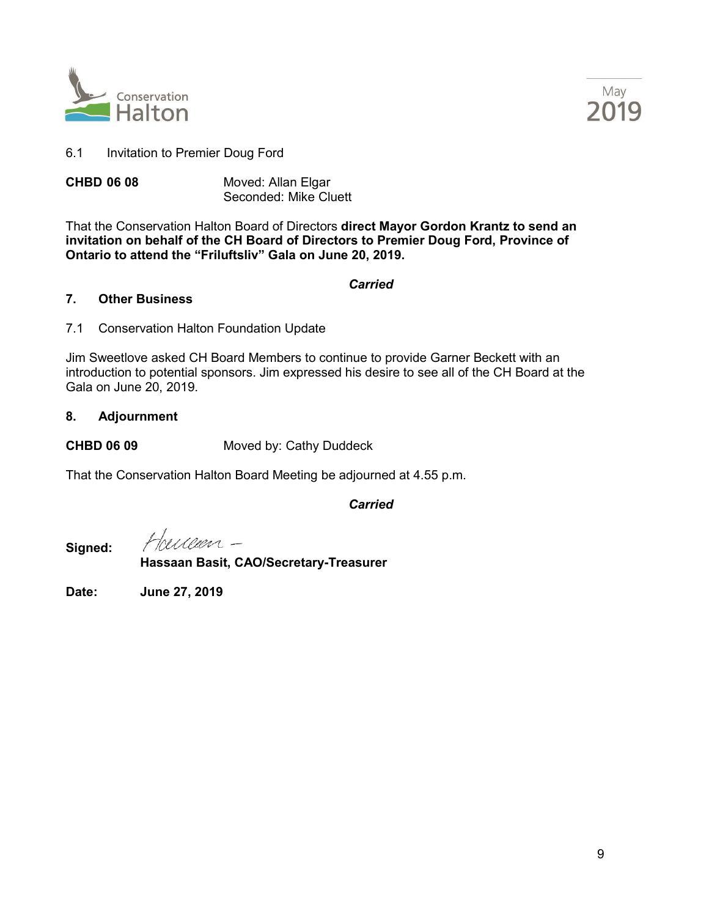6.1 Invitation to Premier Doug Ford

**CHBD 06 08** Moved: Allan Elgar
Seconded: Mike Cluett

That the Conservation Halton Board of Directors **direct Mayor Gordon Krantz to send an invitation on behalf of the CH Board of Directors to Premier Doug Ford, Province of Ontario to attend the "Friluftsliv" Gala on June 20, 2019.**

***Carried***

## 7. Other Business

7.1 Conservation Halton Foundation Update

Jim Sweetlove asked CH Board Members to continue to provide Garner Beckett with an introduction to potential sponsors. Jim expressed his desire to see all of the CH Board at the Gala on June 20, 2019.

## 8. Adjournment

**CHBD 06 09** Moved by: Cathy Duddeck

That the Conservation Halton Board Meeting be adjourned at 4.55 p.m.

***Carried***

**Signed:**
**Hassaan Basit, CAO/Secretary-Treasurer**

**Date: June 27, 2019**